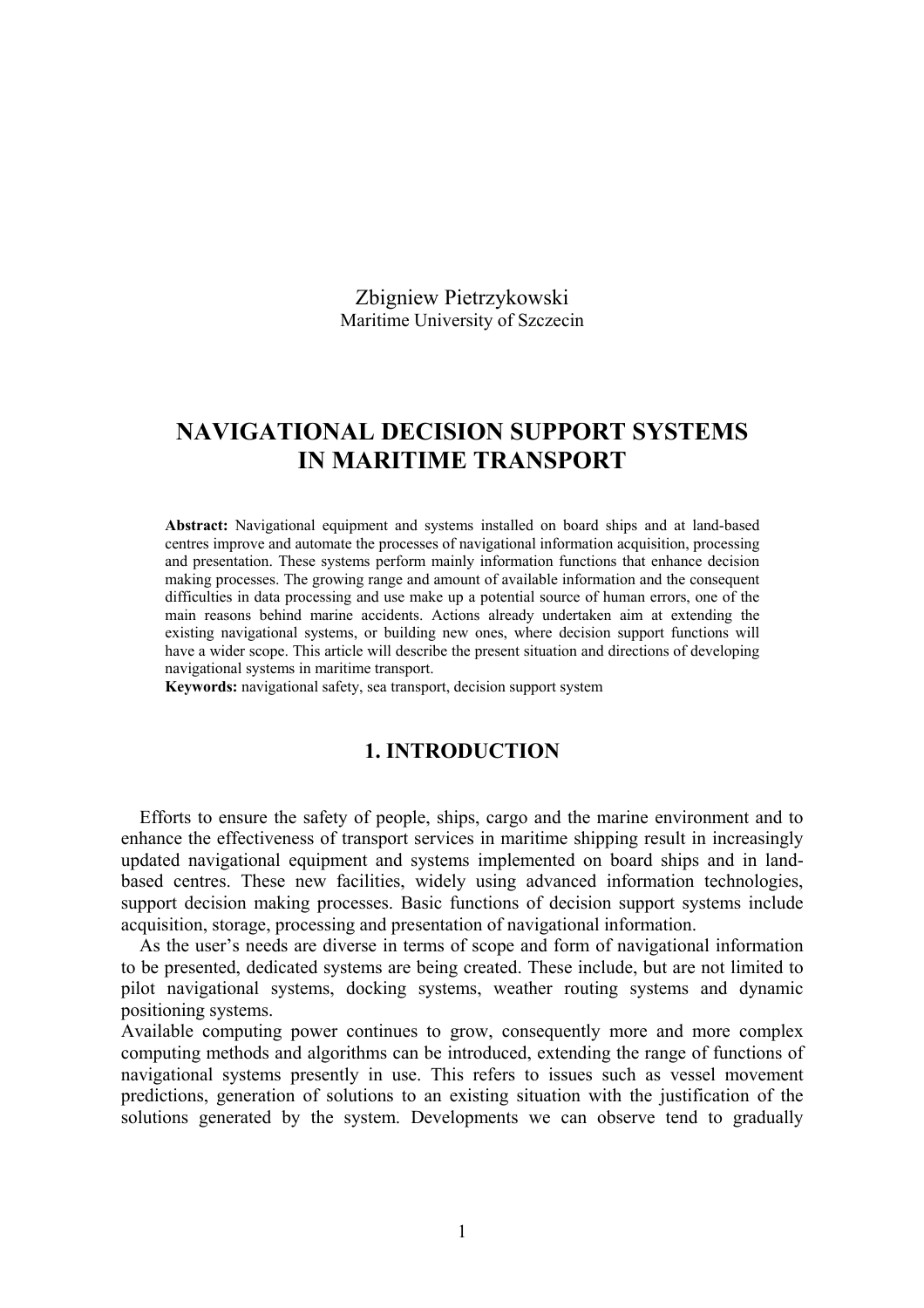Zbigniew Pietrzykowski
Maritime University of Szczecin

# NAVIGATIONAL DECISION SUPPORT SYSTEMS IN MARITIME TRANSPORT

**Abstract:** Navigational equipment and systems installed on board ships and at land-based centres improve and automate the processes of navigational information acquisition, processing and presentation. These systems perform mainly information functions that enhance decision making processes. The growing range and amount of available information and the consequent difficulties in data processing and use make up a potential source of human errors, one of the main reasons behind marine accidents. Actions already undertaken aim at extending the existing navigational systems, or building new ones, where decision support functions will have a wider scope. This article will describe the present situation and directions of developing navigational systems in maritime transport.

**Keywords:** navigational safety, sea transport, decision support system

## 1. INTRODUCTION

Efforts to ensure the safety of people, ships, cargo and the marine environment and to enhance the effectiveness of transport services in maritime shipping result in increasingly updated navigational equipment and systems implemented on board ships and in land-based centres. These new facilities, widely using advanced information technologies, support decision making processes. Basic functions of decision support systems include acquisition, storage, processing and presentation of navigational information.

As the user's needs are diverse in terms of scope and form of navigational information to be presented, dedicated systems are being created. These include, but are not limited to pilot navigational systems, docking systems, weather routing systems and dynamic positioning systems.

Available computing power continues to grow, consequently more and more complex computing methods and algorithms can be introduced, extending the range of functions of navigational systems presently in use. This refers to issues such as vessel movement predictions, generation of solutions to an existing situation with the justification of the solutions generated by the system. Developments we can observe tend to gradually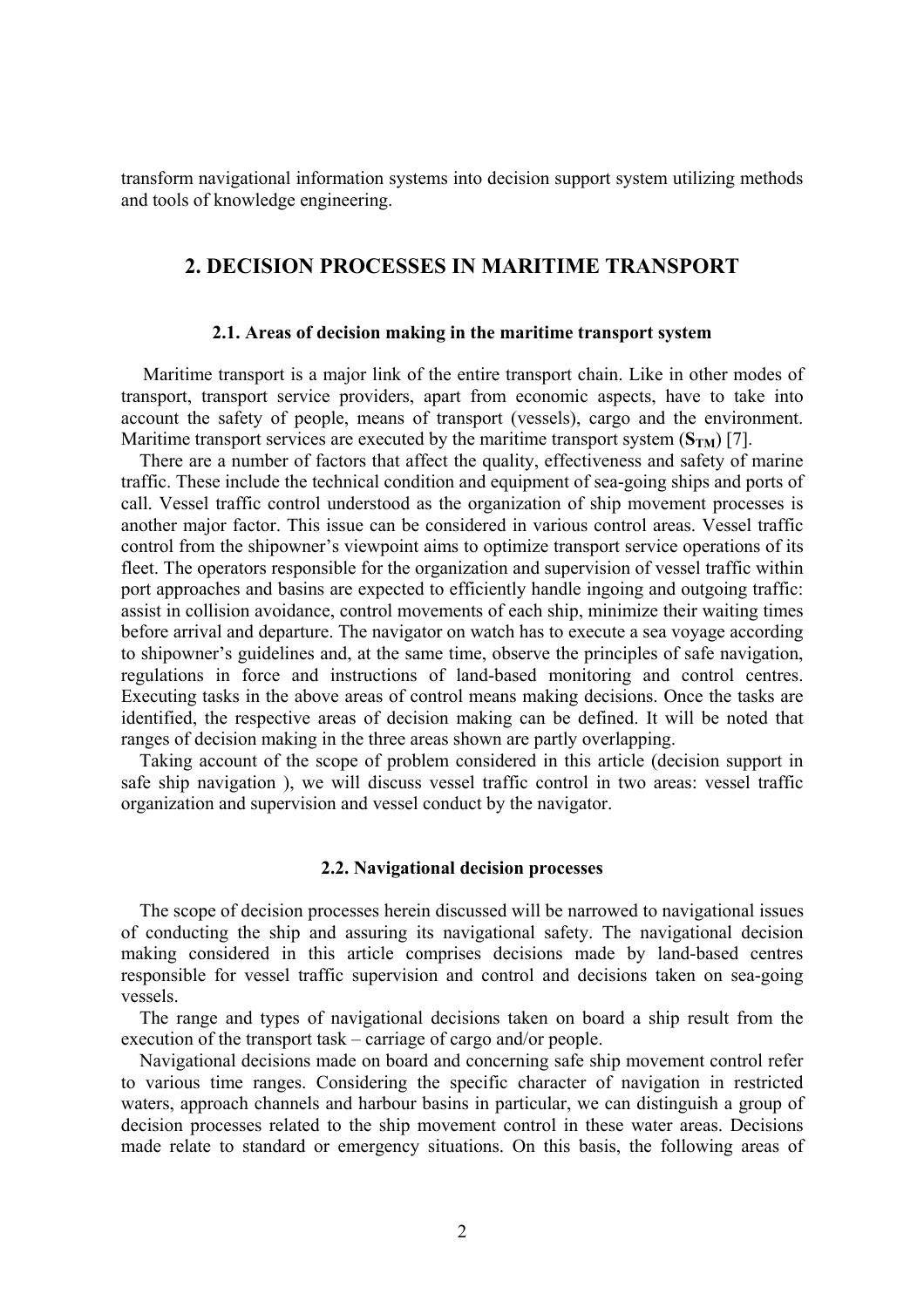transform navigational information systems into decision support system utilizing methods and tools of knowledge engineering.

## 2. DECISION PROCESSES IN MARITIME TRANSPORT

### 2.1. Areas of decision making in the maritime transport system

Maritime transport is a major link of the entire transport chain. Like in other modes of transport, transport service providers, apart from economic aspects, have to take into account the safety of people, means of transport (vessels), cargo and the environment. Maritime transport services are executed by the maritime transport system ($\mathbf{S_{TM}}$) [7].

There are a number of factors that affect the quality, effectiveness and safety of marine traffic. These include the technical condition and equipment of sea-going ships and ports of call. Vessel traffic control understood as the organization of ship movement processes is another major factor. This issue can be considered in various control areas. Vessel traffic control from the shipowner's viewpoint aims to optimize transport service operations of its fleet. The operators responsible for the organization and supervision of vessel traffic within port approaches and basins are expected to efficiently handle ingoing and outgoing traffic: assist in collision avoidance, control movements of each ship, minimize their waiting times before arrival and departure. The navigator on watch has to execute a sea voyage according to shipowner's guidelines and, at the same time, observe the principles of safe navigation, regulations in force and instructions of land-based monitoring and control centres. Executing tasks in the above areas of control means making decisions. Once the tasks are identified, the respective areas of decision making can be defined. It will be noted that ranges of decision making in the three areas shown are partly overlapping.

Taking account of the scope of problem considered in this article (decision support in safe ship navigation ), we will discuss vessel traffic control in two areas: vessel traffic organization and supervision and vessel conduct by the navigator.

### 2.2. Navigational decision processes

The scope of decision processes herein discussed will be narrowed to navigational issues of conducting the ship and assuring its navigational safety. The navigational decision making considered in this article comprises decisions made by land-based centres responsible for vessel traffic supervision and control and decisions taken on sea-going vessels.

The range and types of navigational decisions taken on board a ship result from the execution of the transport task – carriage of cargo and/or people.

Navigational decisions made on board and concerning safe ship movement control refer to various time ranges. Considering the specific character of navigation in restricted waters, approach channels and harbour basins in particular, we can distinguish a group of decision processes related to the ship movement control in these water areas. Decisions made relate to standard or emergency situations. On this basis, the following areas of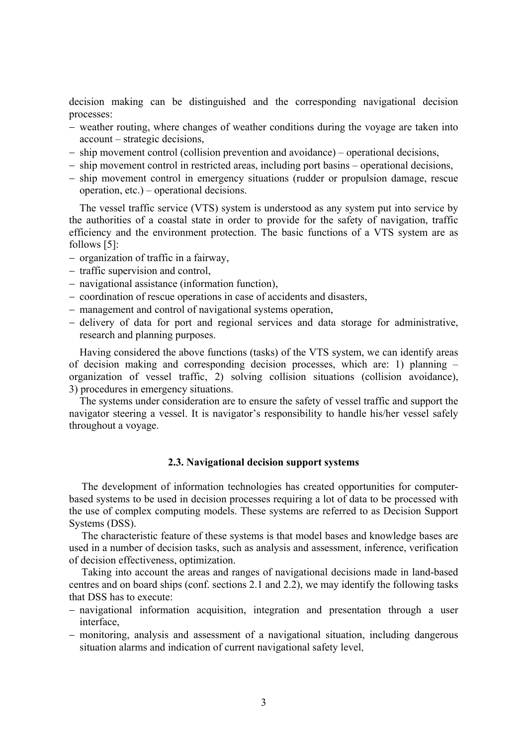decision making can be distinguished and the corresponding navigational decision processes:

- weather routing, where changes of weather conditions during the voyage are taken into account – strategic decisions,
- ship movement control (collision prevention and avoidance) – operational decisions,
- ship movement control in restricted areas, including port basins – operational decisions,
- ship movement control in emergency situations (rudder or propulsion damage, rescue operation, etc.) – operational decisions.

The vessel traffic service (VTS) system is understood as any system put into service by the authorities of a coastal state in order to provide for the safety of navigation, traffic efficiency and the environment protection. The basic functions of a VTS system are as follows [5]:

- organization of traffic in a fairway,
- traffic supervision and control,
- navigational assistance (information function),
- coordination of rescue operations in case of accidents and disasters,
- management and control of navigational systems operation,
- delivery of data for port and regional services and data storage for administrative, research and planning purposes.

Having considered the above functions (tasks) of the VTS system, we can identify areas of decision making and corresponding decision processes, which are: 1) planning – organization of vessel traffic, 2) solving collision situations (collision avoidance), 3) procedures in emergency situations.

The systems under consideration are to ensure the safety of vessel traffic and support the navigator steering a vessel. It is navigator's responsibility to handle his/her vessel safely throughout a voyage.

### 2.3. Navigational decision support systems

The development of information technologies has created opportunities for computer-based systems to be used in decision processes requiring a lot of data to be processed with the use of complex computing models. These systems are referred to as Decision Support Systems (DSS).

The characteristic feature of these systems is that model bases and knowledge bases are used in a number of decision tasks, such as analysis and assessment, inference, verification of decision effectiveness, optimization.

Taking into account the areas and ranges of navigational decisions made in land-based centres and on board ships (conf. sections 2.1 and 2.2), we may identify the following tasks that DSS has to execute:

- navigational information acquisition, integration and presentation through a user interface,
- monitoring, analysis and assessment of a navigational situation, including dangerous situation alarms and indication of current navigational safety level,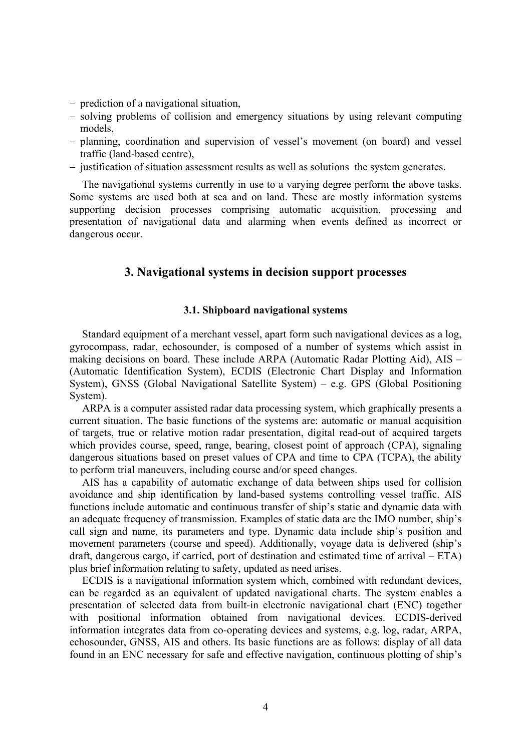- prediction of a navigational situation,
- solving problems of collision and emergency situations by using relevant computing models,
- planning, coordination and supervision of vessel's movement (on board) and vessel traffic (land-based centre),
- justification of situation assessment results as well as solutions the system generates.

The navigational systems currently in use to a varying degree perform the above tasks. Some systems are used both at sea and on land. These are mostly information systems supporting decision processes comprising automatic acquisition, processing and presentation of navigational data and alarming when events defined as incorrect or dangerous occur.

## 3. Navigational systems in decision support processes

### 3.1. Shipboard navigational systems

Standard equipment of a merchant vessel, apart form such navigational devices as a log, gyrocompass, radar, echosounder, is composed of a number of systems which assist in making decisions on board. These include ARPA (Automatic Radar Plotting Aid), AIS – (Automatic Identification System), ECDIS (Electronic Chart Display and Information System), GNSS (Global Navigational Satellite System) – e.g. GPS (Global Positioning System).

ARPA is a computer assisted radar data processing system, which graphically presents a current situation. The basic functions of the systems are: automatic or manual acquisition of targets, true or relative motion radar presentation, digital read-out of acquired targets which provides course, speed, range, bearing, closest point of approach (CPA), signaling dangerous situations based on preset values of CPA and time to CPA (TCPA), the ability to perform trial maneuvers, including course and/or speed changes.

AIS has a capability of automatic exchange of data between ships used for collision avoidance and ship identification by land-based systems controlling vessel traffic. AIS functions include automatic and continuous transfer of ship's static and dynamic data with an adequate frequency of transmission. Examples of static data are the IMO number, ship's call sign and name, its parameters and type. Dynamic data include ship's position and movement parameters (course and speed). Additionally, voyage data is delivered (ship's draft, dangerous cargo, if carried, port of destination and estimated time of arrival – ETA) plus brief information relating to safety, updated as need arises.

ECDIS is a navigational information system which, combined with redundant devices, can be regarded as an equivalent of updated navigational charts. The system enables a presentation of selected data from built-in electronic navigational chart (ENC) together with positional information obtained from navigational devices. ECDIS-derived information integrates data from co-operating devices and systems, e.g. log, radar, ARPA, echosounder, GNSS, AIS and others. Its basic functions are as follows: display of all data found in an ENC necessary for safe and effective navigation, continuous plotting of ship's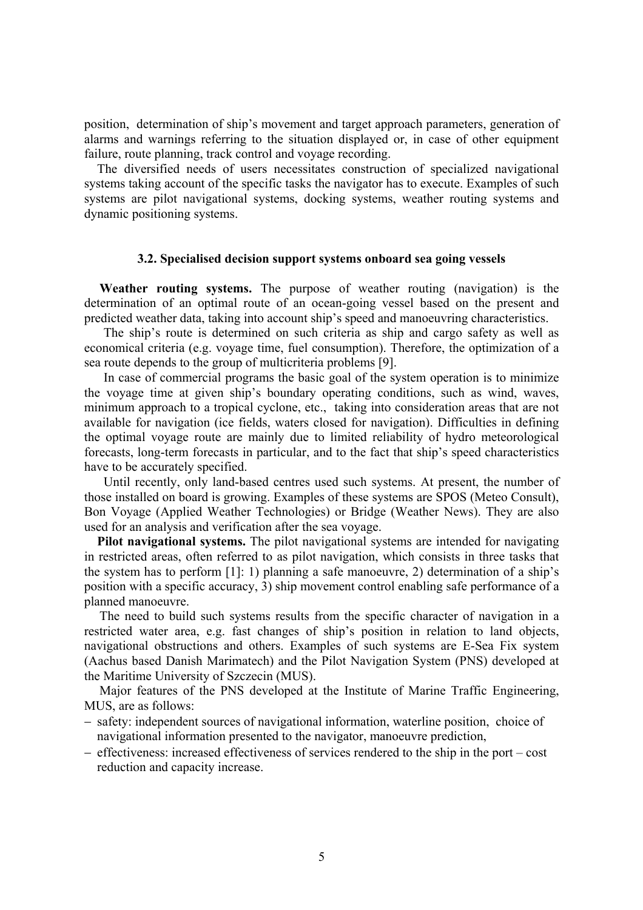position, determination of ship's movement and target approach parameters, generation of alarms and warnings referring to the situation displayed or, in case of other equipment failure, route planning, track control and voyage recording.

The diversified needs of users necessitates construction of specialized navigational systems taking account of the specific tasks the navigator has to execute. Examples of such systems are pilot navigational systems, docking systems, weather routing systems and dynamic positioning systems.

### 3.2. Specialised decision support systems onboard sea going vessels

**Weather routing systems.** The purpose of weather routing (navigation) is the determination of an optimal route of an ocean-going vessel based on the present and predicted weather data, taking into account ship's speed and manoeuvring characteristics.

The ship's route is determined on such criteria as ship and cargo safety as well as economical criteria (e.g. voyage time, fuel consumption). Therefore, the optimization of a sea route depends to the group of multicriteria problems [9].

In case of commercial programs the basic goal of the system operation is to minimize the voyage time at given ship's boundary operating conditions, such as wind, waves, minimum approach to a tropical cyclone, etc., taking into consideration areas that are not available for navigation (ice fields, waters closed for navigation). Difficulties in defining the optimal voyage route are mainly due to limited reliability of hydro meteorological forecasts, long-term forecasts in particular, and to the fact that ship's speed characteristics have to be accurately specified.

Until recently, only land-based centres used such systems. At present, the number of those installed on board is growing. Examples of these systems are SPOS (Meteo Consult), Bon Voyage (Applied Weather Technologies) or Bridge (Weather News). They are also used for an analysis and verification after the sea voyage.

**Pilot navigational systems.** The pilot navigational systems are intended for navigating in restricted areas, often referred to as pilot navigation, which consists in three tasks that the system has to perform [1]: 1) planning a safe manoeuvre, 2) determination of a ship's position with a specific accuracy, 3) ship movement control enabling safe performance of a planned manoeuvre.

The need to build such systems results from the specific character of navigation in a restricted water area, e.g. fast changes of ship's position in relation to land objects, navigational obstructions and others. Examples of such systems are E-Sea Fix system (Aachus based Danish Marimatech) and the Pilot Navigation System (PNS) developed at the Maritime University of Szczecin (MUS).

Major features of the PNS developed at the Institute of Marine Traffic Engineering, MUS, are as follows:

- safety: independent sources of navigational information, waterline position, choice of navigational information presented to the navigator, manoeuvre prediction,
- effectiveness: increased effectiveness of services rendered to the ship in the port – cost reduction and capacity increase.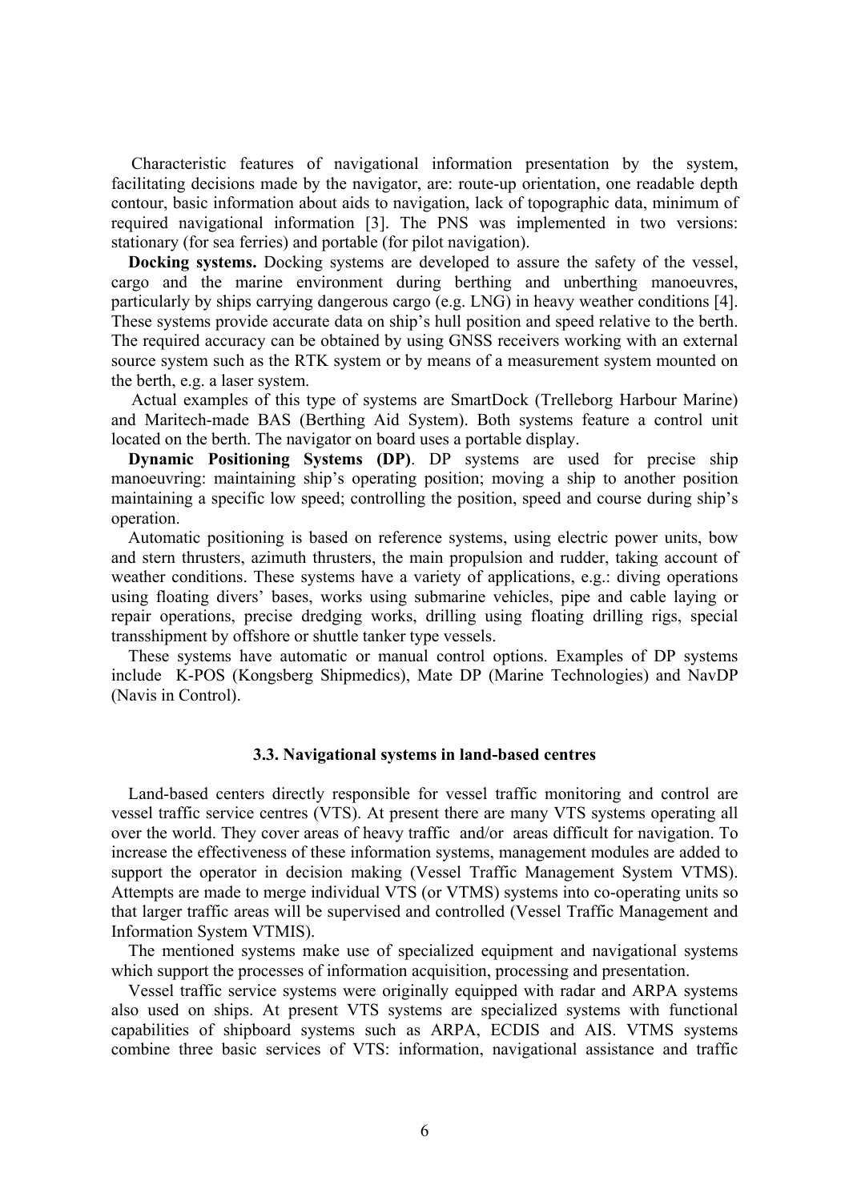Characteristic features of navigational information presentation by the system, facilitating decisions made by the navigator, are: route-up orientation, one readable depth contour, basic information about aids to navigation, lack of topographic data, minimum of required navigational information [3]. The PNS was implemented in two versions: stationary (for sea ferries) and portable (for pilot navigation).

**Docking systems.** Docking systems are developed to assure the safety of the vessel, cargo and the marine environment during berthing and unberthing manoeuvres, particularly by ships carrying dangerous cargo (e.g. LNG) in heavy weather conditions [4]. These systems provide accurate data on ship's hull position and speed relative to the berth. The required accuracy can be obtained by using GNSS receivers working with an external source system such as the RTK system or by means of a measurement system mounted on the berth, e.g. a laser system.

Actual examples of this type of systems are SmartDock (Trelleborg Harbour Marine) and Maritech-made BAS (Berthing Aid System). Both systems feature a control unit located on the berth. The navigator on board uses a portable display.

**Dynamic Positioning Systems (DP)**. DP systems are used for precise ship manoeuvring: maintaining ship's operating position; moving a ship to another position maintaining a specific low speed; controlling the position, speed and course during ship's operation.

Automatic positioning is based on reference systems, using electric power units, bow and stern thrusters, azimuth thrusters, the main propulsion and rudder, taking account of weather conditions. These systems have a variety of applications, e.g.: diving operations using floating divers' bases, works using submarine vehicles, pipe and cable laying or repair operations, precise dredging works, drilling using floating drilling rigs, special transshipment by offshore or shuttle tanker type vessels.

These systems have automatic or manual control options. Examples of DP systems include K-POS (Kongsberg Shipmedics), Mate DP (Marine Technologies) and NavDP (Navis in Control).

### 3.3. Navigational systems in land-based centres

Land-based centers directly responsible for vessel traffic monitoring and control are vessel traffic service centres (VTS). At present there are many VTS systems operating all over the world. They cover areas of heavy traffic and/or areas difficult for navigation. To increase the effectiveness of these information systems, management modules are added to support the operator in decision making (Vessel Traffic Management System VTMS). Attempts are made to merge individual VTS (or VTMS) systems into co-operating units so that larger traffic areas will be supervised and controlled (Vessel Traffic Management and Information System VTMIS).

The mentioned systems make use of specialized equipment and navigational systems which support the processes of information acquisition, processing and presentation.

Vessel traffic service systems were originally equipped with radar and ARPA systems also used on ships. At present VTS systems are specialized systems with functional capabilities of shipboard systems such as ARPA, ECDIS and AIS. VTMS systems combine three basic services of VTS: information, navigational assistance and traffic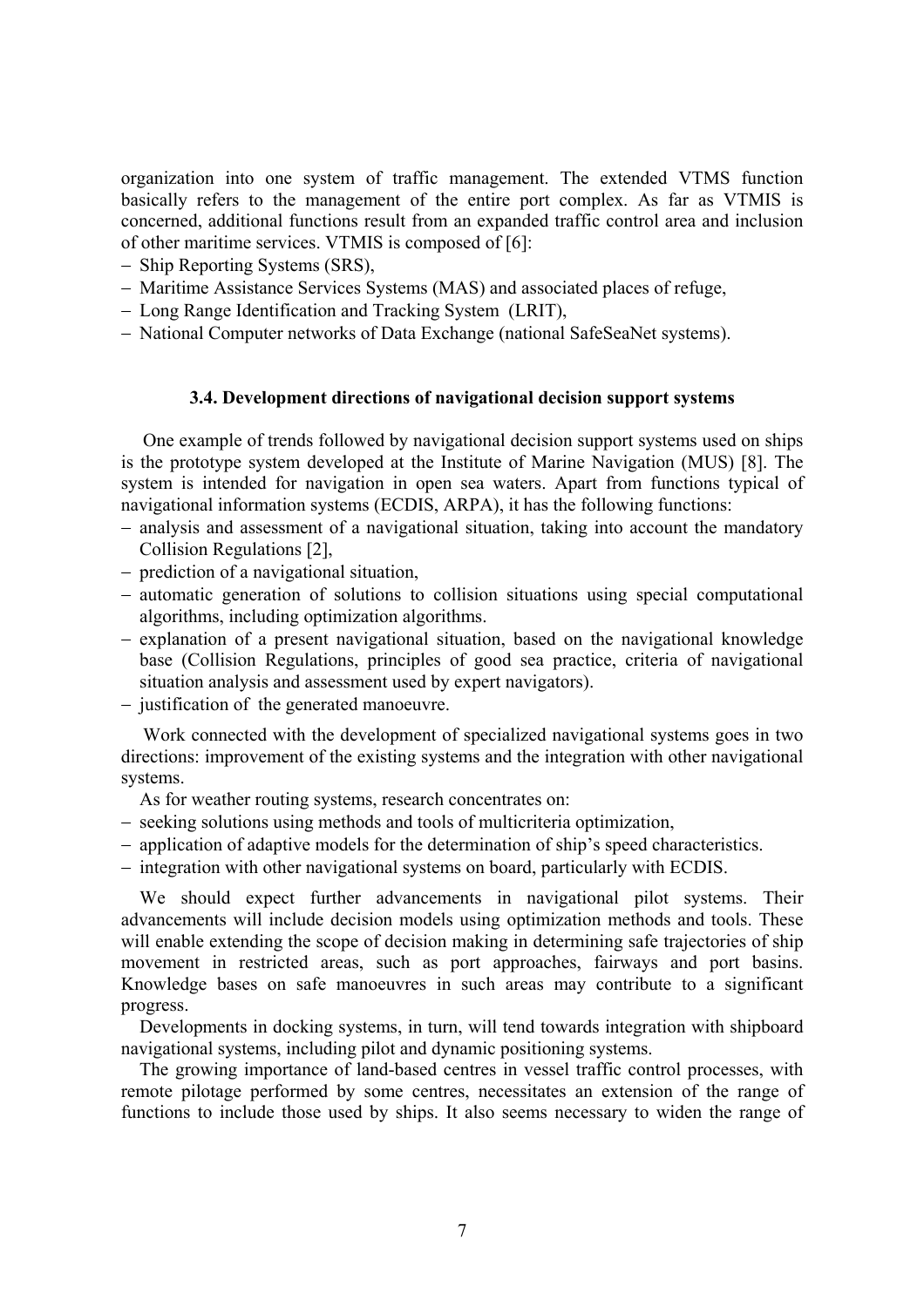organization into one system of traffic management. The extended VTMS function basically refers to the management of the entire port complex. As far as VTMIS is concerned, additional functions result from an expanded traffic control area and inclusion of other maritime services. VTMIS is composed of [6]:

- Ship Reporting Systems (SRS),
- Maritime Assistance Services Systems (MAS) and associated places of refuge,
- Long Range Identification and Tracking System (LRIT),
- National Computer networks of Data Exchange (national SafeSeaNet systems).

### 3.4. Development directions of navigational decision support systems

One example of trends followed by navigational decision support systems used on ships is the prototype system developed at the Institute of Marine Navigation (MUS) [8]. The system is intended for navigation in open sea waters. Apart from functions typical of navigational information systems (ECDIS, ARPA), it has the following functions:

- analysis and assessment of a navigational situation, taking into account the mandatory Collision Regulations [2],
- prediction of a navigational situation,
- automatic generation of solutions to collision situations using special computational algorithms, including optimization algorithms.
- explanation of a present navigational situation, based on the navigational knowledge base (Collision Regulations, principles of good sea practice, criteria of navigational situation analysis and assessment used by expert navigators).
- justification of the generated manoeuvre.

Work connected with the development of specialized navigational systems goes in two directions: improvement of the existing systems and the integration with other navigational systems.

As for weather routing systems, research concentrates on:

- seeking solutions using methods and tools of multicriteria optimization,
- application of adaptive models for the determination of ship's speed characteristics.
- integration with other navigational systems on board, particularly with ECDIS.

We should expect further advancements in navigational pilot systems. Their advancements will include decision models using optimization methods and tools. These will enable extending the scope of decision making in determining safe trajectories of ship movement in restricted areas, such as port approaches, fairways and port basins. Knowledge bases on safe manoeuvres in such areas may contribute to a significant progress.

Developments in docking systems, in turn, will tend towards integration with shipboard navigational systems, including pilot and dynamic positioning systems.

The growing importance of land-based centres in vessel traffic control processes, with remote pilotage performed by some centres, necessitates an extension of the range of functions to include those used by ships. It also seems necessary to widen the range of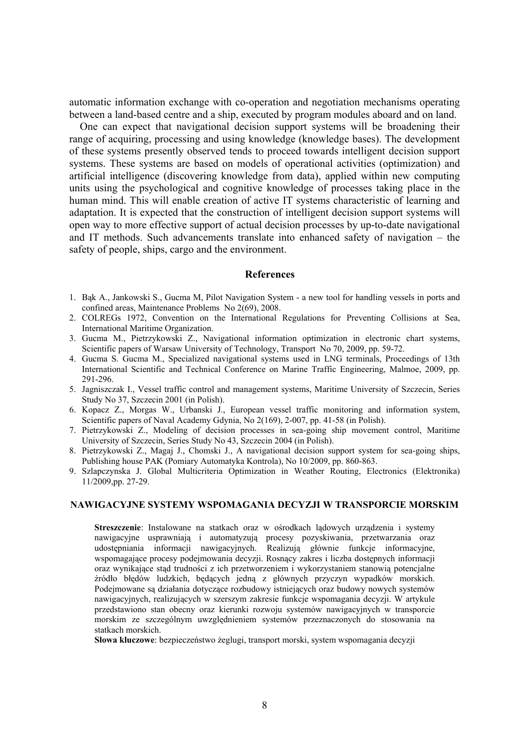automatic information exchange with co-operation and negotiation mechanisms operating between a land-based centre and a ship, executed by program modules aboard and on land.

One can expect that navigational decision support systems will be broadening their range of acquiring, processing and using knowledge (knowledge bases). The development of these systems presently observed tends to proceed towards intelligent decision support systems. These systems are based on models of operational activities (optimization) and artificial intelligence (discovering knowledge from data), applied within new computing units using the psychological and cognitive knowledge of processes taking place in the human mind. This will enable creation of active IT systems characteristic of learning and adaptation. It is expected that the construction of intelligent decision support systems will open way to more effective support of actual decision processes by up-to-date navigational and IT methods. Such advancements translate into enhanced safety of navigation – the safety of people, ships, cargo and the environment.

## References

1. Bąk A., Jankowski S., Gucma M, Pilot Navigation System - a new tool for handling vessels in ports and confined areas, Maintenance Problems No 2(69), 2008.
2. COLREGs 1972, Convention on the International Regulations for Preventing Collisions at Sea, International Maritime Organization.
3. Gucma M., Pietrzykowski Z., Navigational information optimization in electronic chart systems, Scientific papers of Warsaw University of Technology, Transport No 70, 2009, pp. 59-72.
4. Gucma S. Gucma M., Specialized navigational systems used in LNG terminals, Proceedings of 13th International Scientific and Technical Conference on Marine Traffic Engineering, Malmoe, 2009, pp. 291-296.
5. Jagniszczak I., Vessel traffic control and management systems, Maritime University of Szczecin, Series Study No 37, Szczecin 2001 (in Polish).
6. Kopacz Z., Morgas W., Urbanski J., European vessel traffic monitoring and information system, Scientific papers of Naval Academy Gdynia, No 2(169), 2-007, pp. 41-58 (in Polish).
7. Pietrzykowski Z., Modeling of decision processes in sea-going ship movement control, Maritime University of Szczecin, Series Study No 43, Szczecin 2004 (in Polish).
8. Pietrzykowski Z., Magaj J., Chomski J., A navigational decision support system for sea-going ships, Publishing house PAK (Pomiary Automatyka Kontrola), No 10/2009, pp. 860-863.
9. Szlapczynska J. Global Multicriteria Optimization in Weather Routing, Electronics (Elektronika) 11/2009,pp. 27-29.

## NAWIGACYJNE SYSTEMY WSPOMAGANIA DECYZJI W TRANSPORCIE MORSKIM

**Streszczenie**: Instalowane na statkach oraz w ośrodkach lądowych urządzenia i systemy nawigacyjne usprawniają i automatyzują procesy pozyskiwania, przetwarzania oraz udostępniania informacji nawigacyjnych. Realizują głównie funkcje informacyjne, wspomagające procesy podejmowania decyzji. Rosnący zakres i liczba dostępnych informacji oraz wynikające stąd trudności z ich przetworzeniem i wykorzystaniem stanowią potencjalne źródło błędów ludzkich, będących jedną z głównych przyczyn wypadków morskich. Podejmowane są działania dotyczące rozbudowy istniejących oraz budowy nowych systemów nawigacyjnych, realizujących w szerszym zakresie funkcje wspomagania decyzji. W artykule przedstawiono stan obecny oraz kierunki rozwoju systemów nawigacyjnych w transporcie morskim ze szczególnym uwzględnieniem systemów przeznaczonych do stosowania na statkach morskich.

**Słowa kluczowe**: bezpieczeństwo żeglugi, transport morski, system wspomagania decyzji